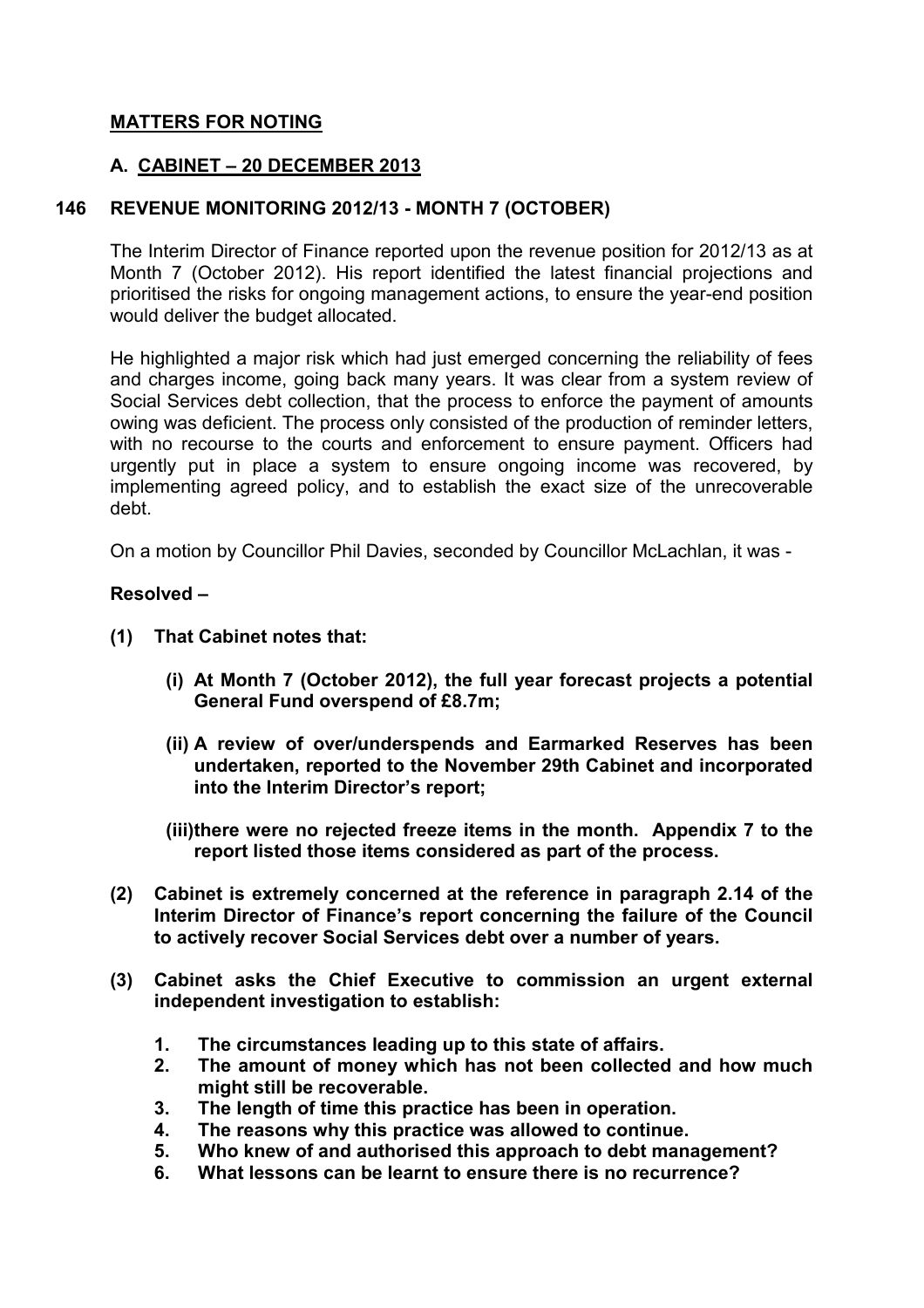## **MATTERS FOR NOTING**

### **A. CABINET – 20 DECEMBER 2013**

### **146 REVENUE MONITORING 2012/13 - MONTH 7 (OCTOBER)**

The Interim Director of Finance reported upon the revenue position for 2012/13 as at Month 7 (October 2012). His report identified the latest financial projections and prioritised the risks for ongoing management actions, to ensure the year-end position would deliver the budget allocated.

He highlighted a major risk which had just emerged concerning the reliability of fees and charges income, going back many years. It was clear from a system review of Social Services debt collection, that the process to enforce the payment of amounts owing was deficient. The process only consisted of the production of reminder letters, with no recourse to the courts and enforcement to ensure payment. Officers had urgently put in place a system to ensure ongoing income was recovered, by implementing agreed policy, and to establish the exact size of the unrecoverable debt.

On a motion by Councillor Phil Davies, seconded by Councillor McLachlan, it was -

**Resolved –**

**(1) That Cabinet notes that:**

**(i) At Month 7 (October 2012), the full year forecast projects a potential General Fund overspend of £8.7m;**

**(ii) A review of over/underspends and Earmarked Reserves has been undertaken, reported to the November 29th Cabinet and incorporated into the Interim Director's report;**

**(iii)there were no rejected freeze items in the month. Appendix 7 to the report listed those items considered as part of the process.**

**(2) Cabinet is extremely concerned at the reference in paragraph 2.14 of the Interim Director of Finance's report concerning the failure of the Council to actively recover Social Services debt over a number of years.**

**(3) Cabinet asks the Chief Executive to commission an urgent external independent investigation to establish:**

**1. The circumstances leading up to this state of affairs.**
**2. The amount of money which has not been collected and how much might still be recoverable.**
**3. The length of time this practice has been in operation.**
**4. The reasons why this practice was allowed to continue.**
**5. Who knew of and authorised this approach to debt management?**
**6. What lessons can be learnt to ensure there is no recurrence?**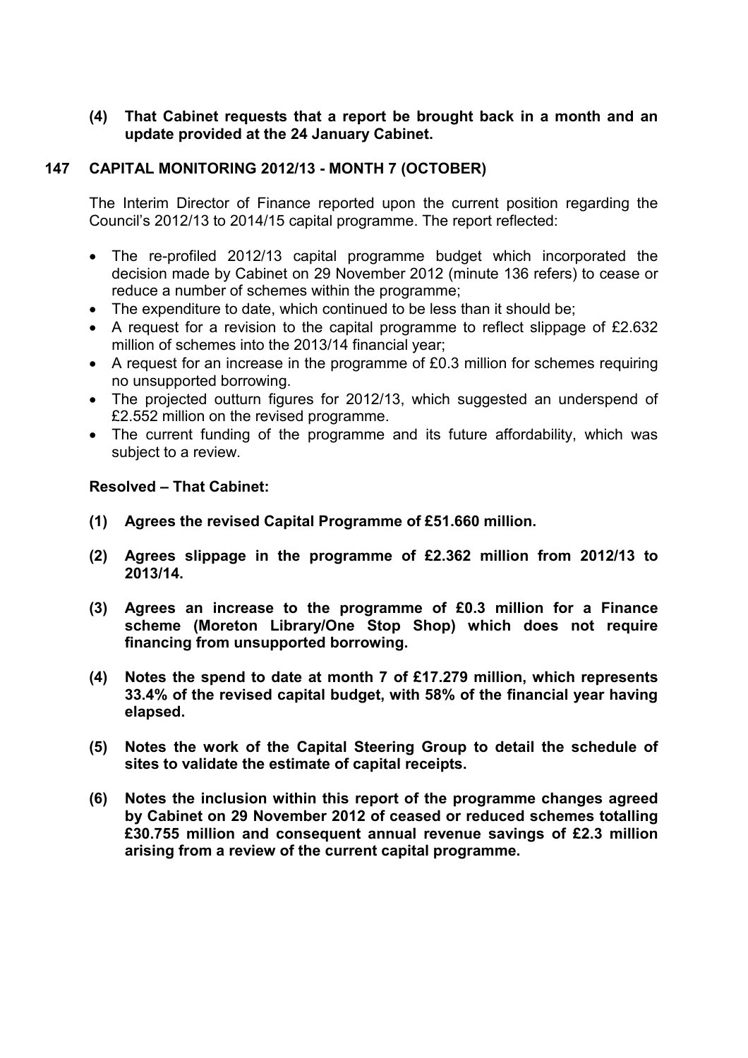**(4) That Cabinet requests that a report be brought back in a month and an update provided at the 24 January Cabinet.**

## 147 CAPITAL MONITORING 2012/13 - MONTH 7 (OCTOBER)

The Interim Director of Finance reported upon the current position regarding the Council's 2012/13 to 2014/15 capital programme. The report reflected:

- The re-profiled 2012/13 capital programme budget which incorporated the decision made by Cabinet on 29 November 2012 (minute 136 refers) to cease or reduce a number of schemes within the programme;
- The expenditure to date, which continued to be less than it should be;
- A request for a revision to the capital programme to reflect slippage of £2.632 million of schemes into the 2013/14 financial year;
- A request for an increase in the programme of £0.3 million for schemes requiring no unsupported borrowing.
- The projected outturn figures for 2012/13, which suggested an underspend of £2.552 million on the revised programme.
- The current funding of the programme and its future affordability, which was subject to a review.

**Resolved – That Cabinet:**

**(1) Agrees the revised Capital Programme of £51.660 million.**

**(2) Agrees slippage in the programme of £2.362 million from 2012/13 to 2013/14.**

**(3) Agrees an increase to the programme of £0.3 million for a Finance scheme (Moreton Library/One Stop Shop) which does not require financing from unsupported borrowing.**

**(4) Notes the spend to date at month 7 of £17.279 million, which represents 33.4% of the revised capital budget, with 58% of the financial year having elapsed.**

**(5) Notes the work of the Capital Steering Group to detail the schedule of sites to validate the estimate of capital receipts.**

**(6) Notes the inclusion within this report of the programme changes agreed by Cabinet on 29 November 2012 of ceased or reduced schemes totalling £30.755 million and consequent annual revenue savings of £2.3 million arising from a review of the current capital programme.**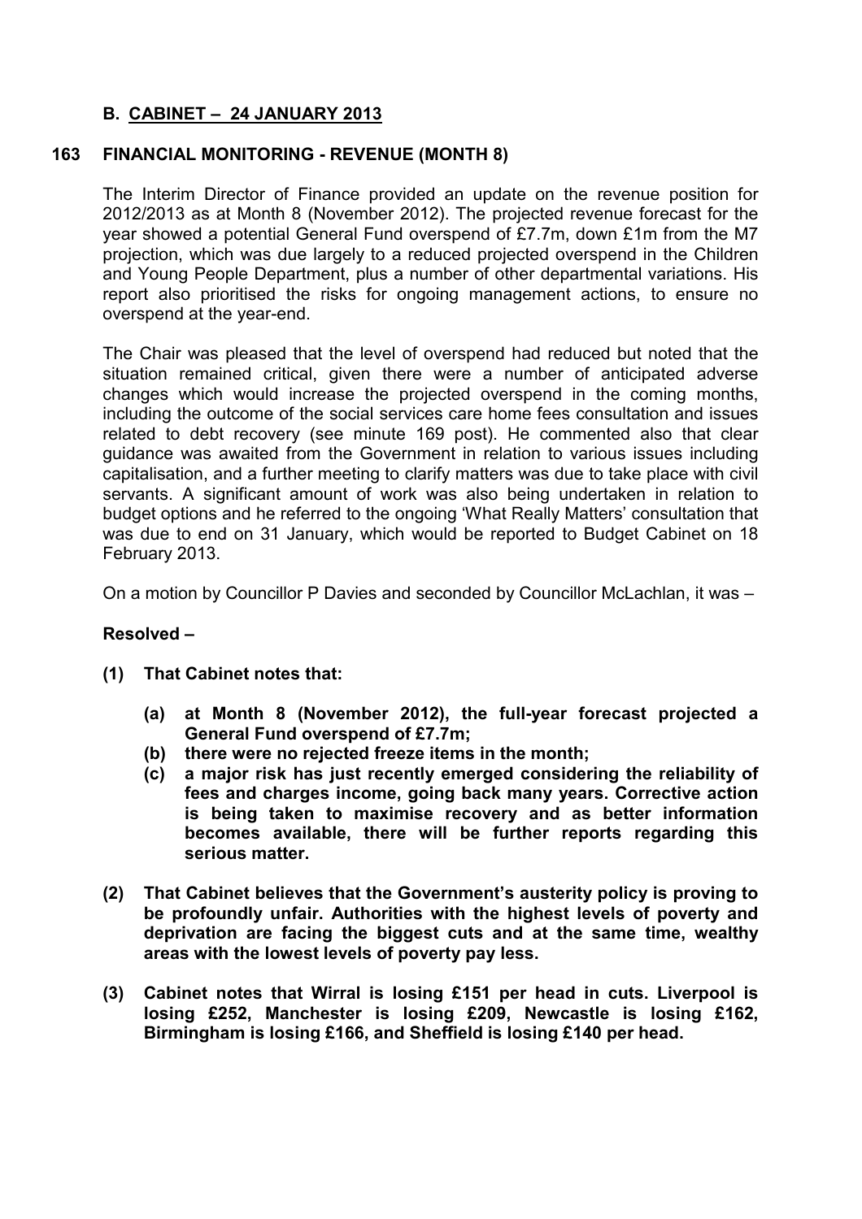## B. CABINET – 24 JANUARY 2013

### 163 FINANCIAL MONITORING - REVENUE (MONTH 8)

The Interim Director of Finance provided an update on the revenue position for 2012/2013 as at Month 8 (November 2012). The projected revenue forecast for the year showed a potential General Fund overspend of £7.7m, down £1m from the M7 projection, which was due largely to a reduced projected overspend in the Children and Young People Department, plus a number of other departmental variations. His report also prioritised the risks for ongoing management actions, to ensure no overspend at the year-end.

The Chair was pleased that the level of overspend had reduced but noted that the situation remained critical, given there were a number of anticipated adverse changes which would increase the projected overspend in the coming months, including the outcome of the social services care home fees consultation and issues related to debt recovery (see minute 169 post). He commented also that clear guidance was awaited from the Government in relation to various issues including capitalisation, and a further meeting to clarify matters was due to take place with civil servants. A significant amount of work was also being undertaken in relation to budget options and he referred to the ongoing 'What Really Matters' consultation that was due to end on 31 January, which would be reported to Budget Cabinet on 18 February 2013.

On a motion by Councillor P Davies and seconded by Councillor McLachlan, it was –

**Resolved –**

**(1) That Cabinet notes that:**

- **(a) at Month 8 (November 2012), the full-year forecast projected a General Fund overspend of £7.7m;**
- **(b) there were no rejected freeze items in the month;**
- **(c) a major risk has just recently emerged considering the reliability of fees and charges income, going back many years. Corrective action is being taken to maximise recovery and as better information becomes available, there will be further reports regarding this serious matter.**

**(2) That Cabinet believes that the Government's austerity policy is proving to be profoundly unfair. Authorities with the highest levels of poverty and deprivation are facing the biggest cuts and at the same time, wealthy areas with the lowest levels of poverty pay less.**

**(3) Cabinet notes that Wirral is losing £151 per head in cuts. Liverpool is losing £252, Manchester is losing £209, Newcastle is losing £162, Birmingham is losing £166, and Sheffield is losing £140 per head.**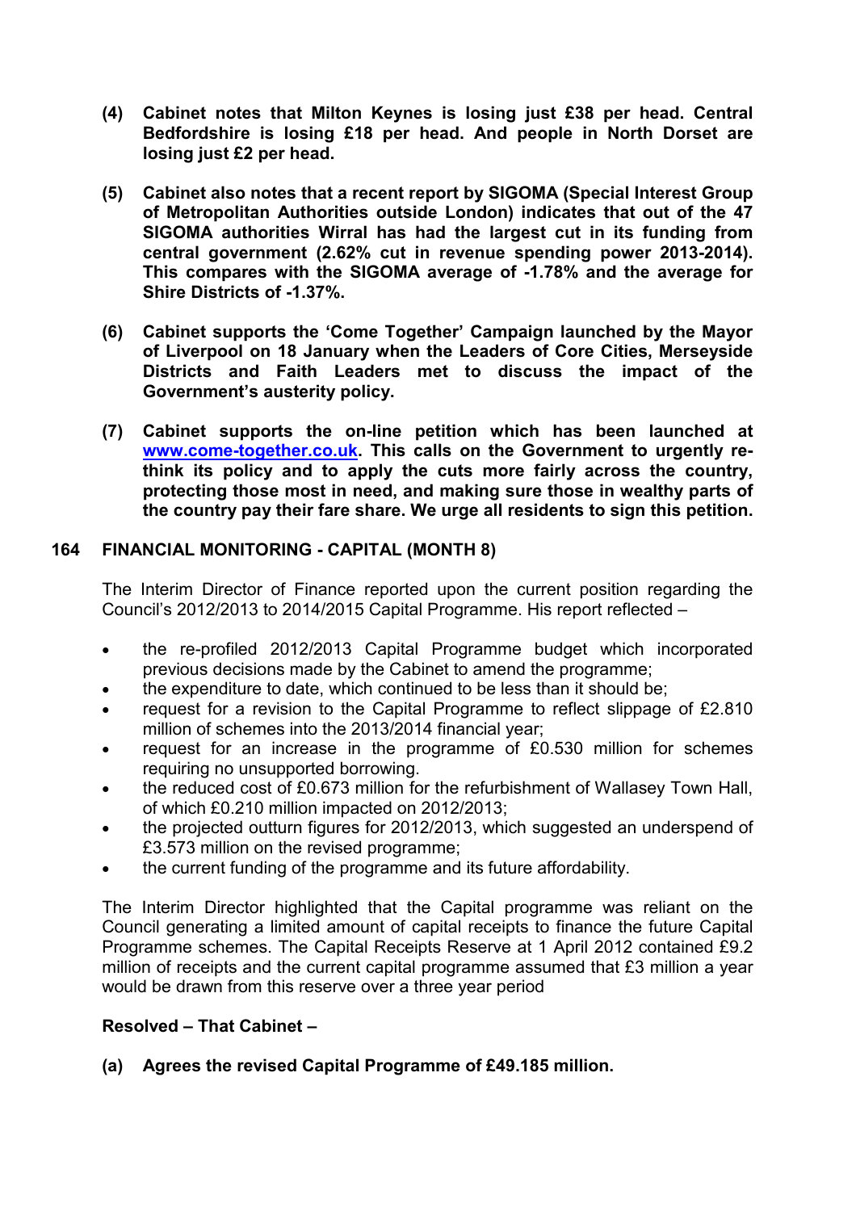**(4) Cabinet notes that Milton Keynes is losing just £38 per head. Central Bedfordshire is losing £18 per head. And people in North Dorset are losing just £2 per head.**

**(5) Cabinet also notes that a recent report by SIGOMA (Special Interest Group of Metropolitan Authorities outside London) indicates that out of the 47 SIGOMA authorities Wirral has had the largest cut in its funding from central government (2.62% cut in revenue spending power 2013-2014). This compares with the SIGOMA average of -1.78% and the average for Shire Districts of -1.37%.**

**(6) Cabinet supports the 'Come Together' Campaign launched by the Mayor of Liverpool on 18 January when the Leaders of Core Cities, Merseyside Districts and Faith Leaders met to discuss the impact of the Government's austerity policy.**

**(7) Cabinet supports the on-line petition which has been launched at [www.come-together.co.uk](www.come-together.co.uk). This calls on the Government to urgently re-think its policy and to apply the cuts more fairly across the country, protecting those most in need, and making sure those in wealthy parts of the country pay their fare share. We urge all residents to sign this petition.**

## 164 FINANCIAL MONITORING - CAPITAL (MONTH 8)

The Interim Director of Finance reported upon the current position regarding the Council's 2012/2013 to 2014/2015 Capital Programme. His report reflected –

- the re-profiled 2012/2013 Capital Programme budget which incorporated previous decisions made by the Cabinet to amend the programme;
- the expenditure to date, which continued to be less than it should be;
- request for a revision to the Capital Programme to reflect slippage of £2.810 million of schemes into the 2013/2014 financial year;
- request for an increase in the programme of £0.530 million for schemes requiring no unsupported borrowing.
- the reduced cost of £0.673 million for the refurbishment of Wallasey Town Hall, of which £0.210 million impacted on 2012/2013;
- the projected outturn figures for 2012/2013, which suggested an underspend of £3.573 million on the revised programme;
- the current funding of the programme and its future affordability.

The Interim Director highlighted that the Capital programme was reliant on the Council generating a limited amount of capital receipts to finance the future Capital Programme schemes. The Capital Receipts Reserve at 1 April 2012 contained £9.2 million of receipts and the current capital programme assumed that £3 million a year would be drawn from this reserve over a three year period

**Resolved – That Cabinet –**

**(a) Agrees the revised Capital Programme of £49.185 million.**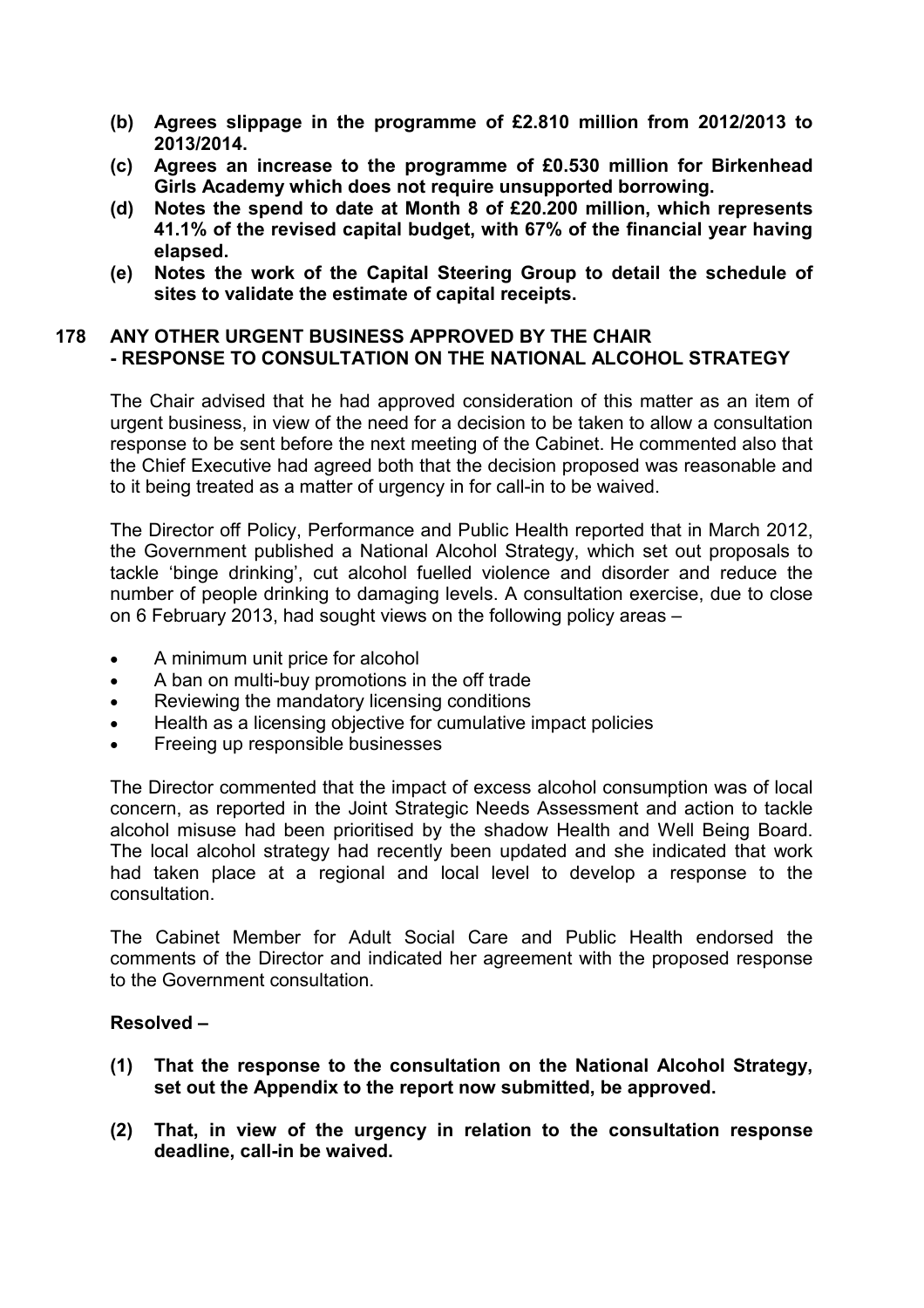**(b) Agrees slippage in the programme of £2.810 million from 2012/2013 to 2013/2014.**

**(c) Agrees an increase to the programme of £0.530 million for Birkenhead Girls Academy which does not require unsupported borrowing.**

**(d) Notes the spend to date at Month 8 of £20.200 million, which represents 41.1% of the revised capital budget, with 67% of the financial year having elapsed.**

**(e) Notes the work of the Capital Steering Group to detail the schedule of sites to validate the estimate of capital receipts.**

## 178 ANY OTHER URGENT BUSINESS APPROVED BY THE CHAIR - RESPONSE TO CONSULTATION ON THE NATIONAL ALCOHOL STRATEGY

The Chair advised that he had approved consideration of this matter as an item of urgent business, in view of the need for a decision to be taken to allow a consultation response to be sent before the next meeting of the Cabinet. He commented also that the Chief Executive had agreed both that the decision proposed was reasonable and to it being treated as a matter of urgency in for call-in to be waived.

The Director off Policy, Performance and Public Health reported that in March 2012, the Government published a National Alcohol Strategy, which set out proposals to tackle 'binge drinking', cut alcohol fuelled violence and disorder and reduce the number of people drinking to damaging levels. A consultation exercise, due to close on 6 February 2013, had sought views on the following policy areas –

- A minimum unit price for alcohol
- A ban on multi-buy promotions in the off trade
- Reviewing the mandatory licensing conditions
- Health as a licensing objective for cumulative impact policies
- Freeing up responsible businesses

The Director commented that the impact of excess alcohol consumption was of local concern, as reported in the Joint Strategic Needs Assessment and action to tackle alcohol misuse had been prioritised by the shadow Health and Well Being Board. The local alcohol strategy had recently been updated and she indicated that work had taken place at a regional and local level to develop a response to the consultation.

The Cabinet Member for Adult Social Care and Public Health endorsed the comments of the Director and indicated her agreement with the proposed response to the Government consultation.

**Resolved –**

**(1) That the response to the consultation on the National Alcohol Strategy, set out the Appendix to the report now submitted, be approved.**

**(2) That, in view of the urgency in relation to the consultation response deadline, call-in be waived.**